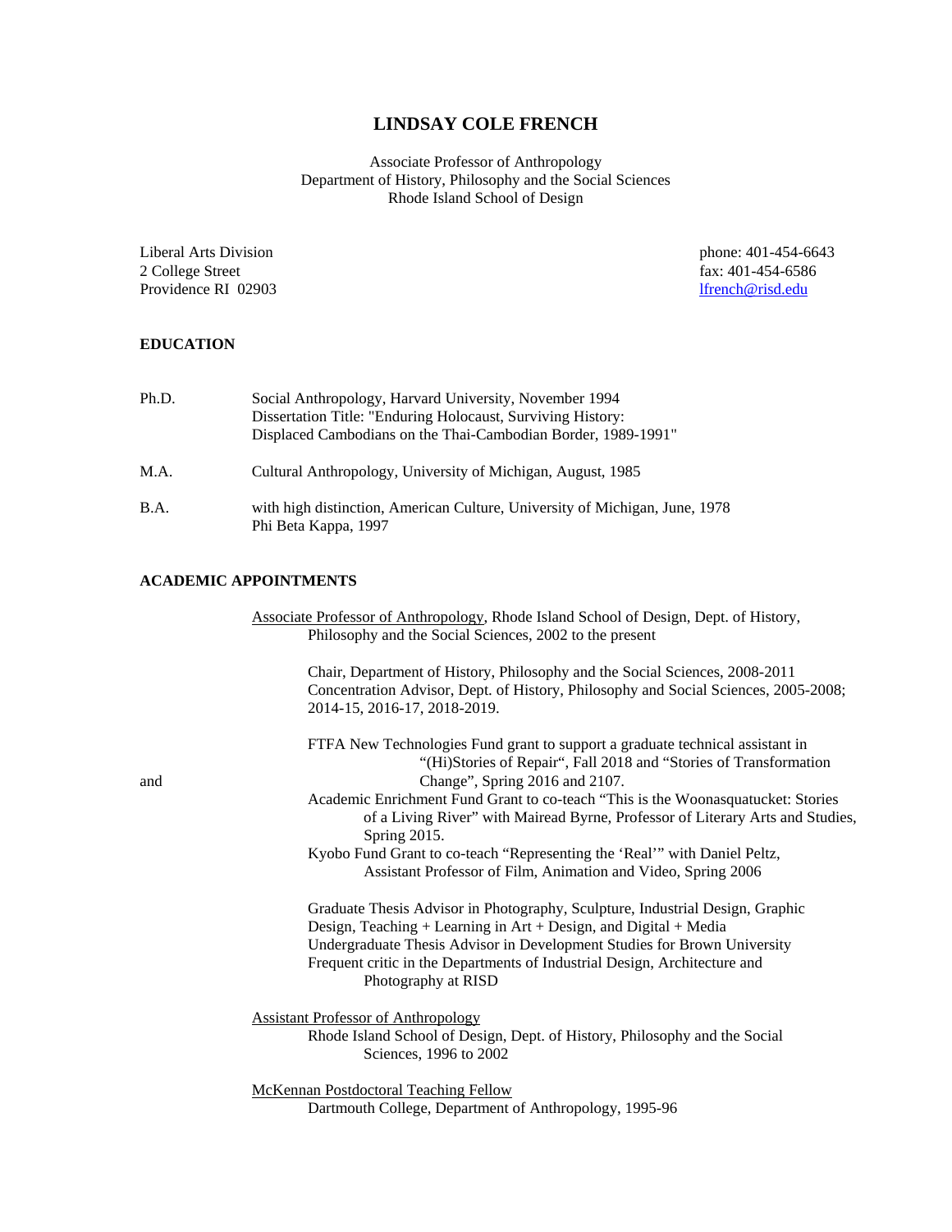# LINDSAY COLE FRENCH

Associate Professor of Anthropology
Department of History, Philosophy and the Social Sciences
Rhode Island School of Design

Liberal Arts Division
2 College Street
Providence RI 02903

phone: 401-454-6643
fax: 401-454-6586
lfrench@risd.edu

## EDUCATION

Ph.D. Social Anthropology, Harvard University, November 1994
Dissertation Title: "Enduring Holocaust, Surviving History: Displaced Cambodians on the Thai-Cambodian Border, 1989-1991"

M.A. Cultural Anthropology, University of Michigan, August, 1985

B.A. with high distinction, American Culture, University of Michigan, June, 1978
Phi Beta Kappa, 1997

## ACADEMIC APPOINTMENTS

Associate Professor of Anthropology, Rhode Island School of Design, Dept. of History, Philosophy and the Social Sciences, 2002 to the present

Chair, Department of History, Philosophy and the Social Sciences, 2008-2011
Concentration Advisor, Dept. of History, Philosophy and Social Sciences, 2005-2008; 2014-15, 2016-17, 2018-2019.

FTFA New Technologies Fund grant to support a graduate technical assistant in "(Hi)Stories of Repair", Fall 2018 and "Stories of Transformation and Change", Spring 2016 and 2107.
Academic Enrichment Fund Grant to co-teach "This is the Woonasquatucket: Stories of a Living River" with Mairead Byrne, Professor of Literary Arts and Studies, Spring 2015.
Kyobo Fund Grant to co-teach "Representing the 'Real'" with Daniel Peltz, Assistant Professor of Film, Animation and Video, Spring 2006

Graduate Thesis Advisor in Photography, Sculpture, Industrial Design, Graphic Design, Teaching + Learning in Art + Design, and Digital + Media
Undergraduate Thesis Advisor in Development Studies for Brown University
Frequent critic in the Departments of Industrial Design, Architecture and Photography at RISD

Assistant Professor of Anthropology
Rhode Island School of Design, Dept. of History, Philosophy and the Social Sciences, 1996 to 2002

McKennan Postdoctoral Teaching Fellow
Dartmouth College, Department of Anthropology, 1995-96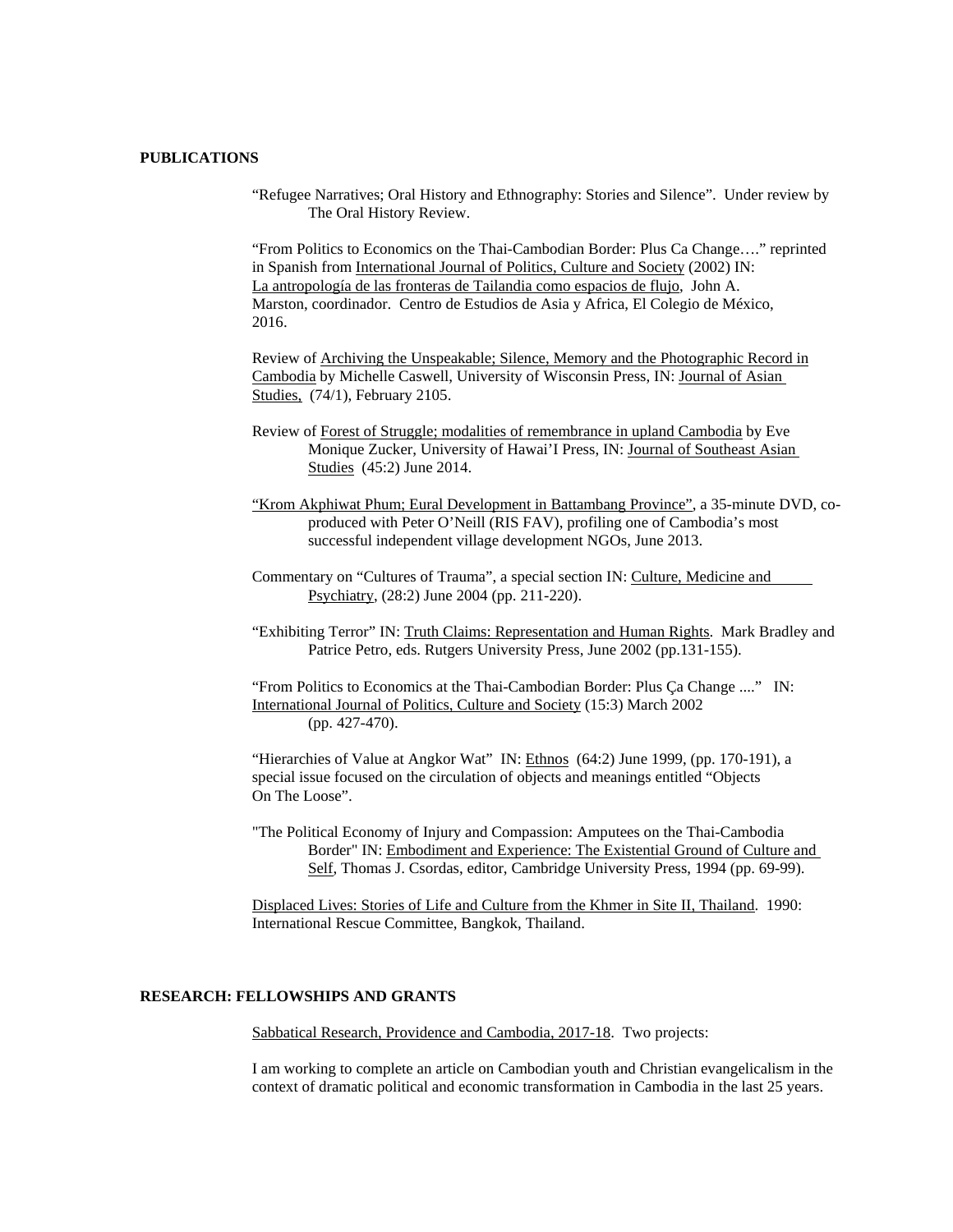## PUBLICATIONS

"Refugee Narratives; Oral History and Ethnography: Stories and Silence". Under review by The Oral History Review.

"From Politics to Economics on the Thai-Cambodian Border: Plus Ca Change…." reprinted in Spanish from International Journal of Politics, Culture and Society (2002) IN: La antropología de las fronteras de Tailandia como espacios de flujo, John A. Marston, coordinador. Centro de Estudios de Asia y Africa, El Colegio de México, 2016.

Review of Archiving the Unspeakable; Silence, Memory and the Photographic Record in Cambodia by Michelle Caswell, University of Wisconsin Press, IN: Journal of Asian Studies, (74/1), February 2105.

Review of Forest of Struggle; modalities of remembrance in upland Cambodia by Eve Monique Zucker, University of Hawai'I Press, IN: Journal of Southeast Asian Studies (45:2) June 2014.

"Krom Akphiwat Phum; Eural Development in Battambang Province", a 35-minute DVD, co-produced with Peter O'Neill (RIS FAV), profiling one of Cambodia's most successful independent village development NGOs, June 2013.

Commentary on "Cultures of Trauma", a special section IN: Culture, Medicine and Psychiatry, (28:2) June 2004 (pp. 211-220).

"Exhibiting Terror" IN: Truth Claims: Representation and Human Rights. Mark Bradley and Patrice Petro, eds. Rutgers University Press, June 2002 (pp.131-155).

"From Politics to Economics at the Thai-Cambodian Border: Plus Ça Change ...." IN: International Journal of Politics, Culture and Society (15:3) March 2002 (pp. 427-470).

"Hierarchies of Value at Angkor Wat" IN: Ethnos (64:2) June 1999, (pp. 170-191), a special issue focused on the circulation of objects and meanings entitled "Objects On The Loose".

"The Political Economy of Injury and Compassion: Amputees on the Thai-Cambodia Border" IN: Embodiment and Experience: The Existential Ground of Culture and Self, Thomas J. Csordas, editor, Cambridge University Press, 1994 (pp. 69-99).

Displaced Lives: Stories of Life and Culture from the Khmer in Site II, Thailand. 1990: International Rescue Committee, Bangkok, Thailand.

## RESEARCH: FELLOWSHIPS AND GRANTS

Sabbatical Research, Providence and Cambodia, 2017-18. Two projects:

I am working to complete an article on Cambodian youth and Christian evangelicalism in the context of dramatic political and economic transformation in Cambodia in the last 25 years.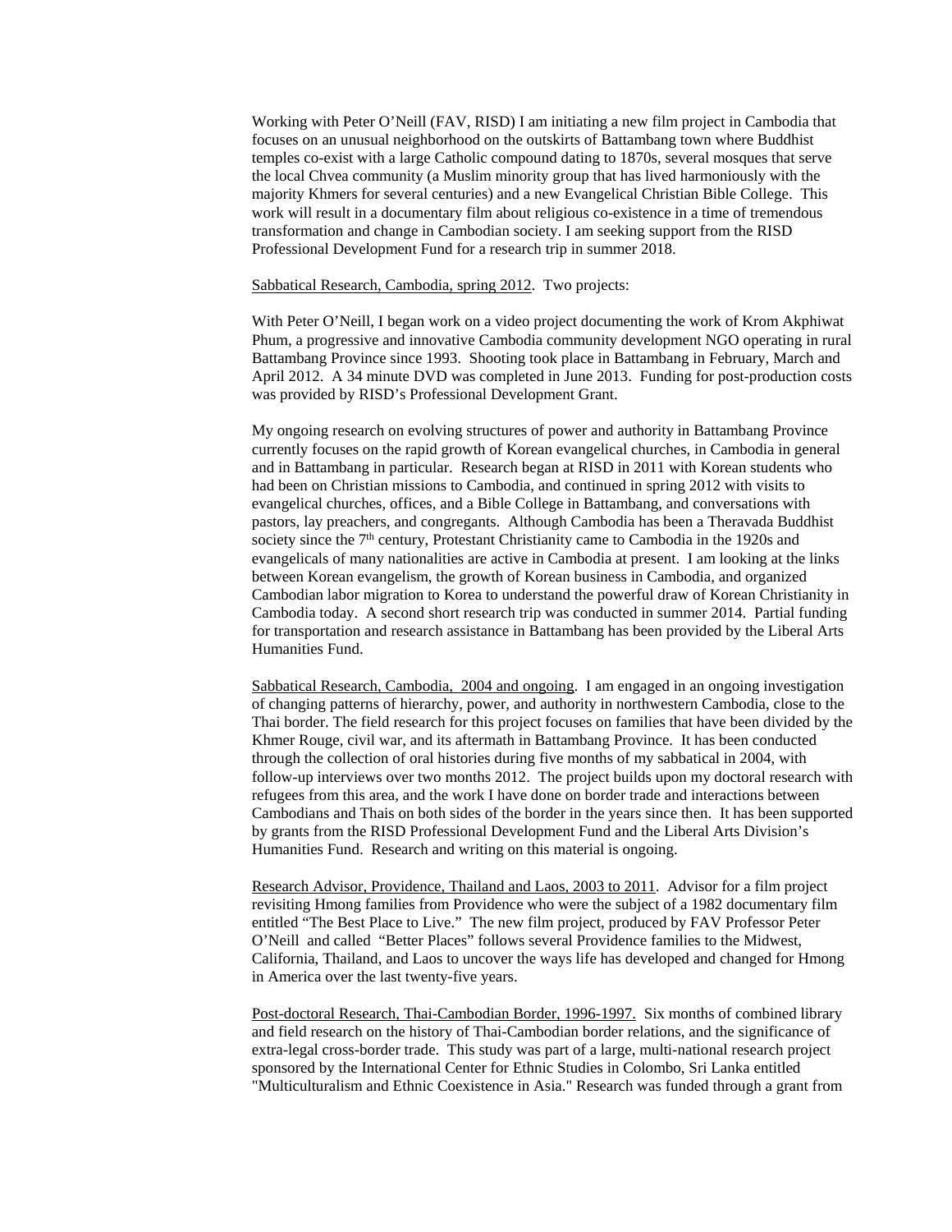Working with Peter O'Neill (FAV, RISD) I am initiating a new film project in Cambodia that focuses on an unusual neighborhood on the outskirts of Battambang town where Buddhist temples co-exist with a large Catholic compound dating to 1870s, several mosques that serve the local Chvea community (a Muslim minority group that has lived harmoniously with the majority Khmers for several centuries) and a new Evangelical Christian Bible College. This work will result in a documentary film about religious co-existence in a time of tremendous transformation and change in Cambodian society. I am seeking support from the RISD Professional Development Fund for a research trip in summer 2018.

<u>Sabbatical Research, Cambodia, spring 2012</u>. Two projects:

With Peter O'Neill, I began work on a video project documenting the work of Krom Akphiwat Phum, a progressive and innovative Cambodia community development NGO operating in rural Battambang Province since 1993. Shooting took place in Battambang in February, March and April 2012. A 34 minute DVD was completed in June 2013. Funding for post-production costs was provided by RISD's Professional Development Grant.

My ongoing research on evolving structures of power and authority in Battambang Province currently focuses on the rapid growth of Korean evangelical churches, in Cambodia in general and in Battambang in particular. Research began at RISD in 2011 with Korean students who had been on Christian missions to Cambodia, and continued in spring 2012 with visits to evangelical churches, offices, and a Bible College in Battambang, and conversations with pastors, lay preachers, and congregants. Although Cambodia has been a Theravada Buddhist society since the 7th century, Protestant Christianity came to Cambodia in the 1920s and evangelicals of many nationalities are active in Cambodia at present. I am looking at the links between Korean evangelism, the growth of Korean business in Cambodia, and organized Cambodian labor migration to Korea to understand the powerful draw of Korean Christianity in Cambodia today. A second short research trip was conducted in summer 2014. Partial funding for transportation and research assistance in Battambang has been provided by the Liberal Arts Humanities Fund.

<u>Sabbatical Research, Cambodia, 2004 and ongoing</u>. I am engaged in an ongoing investigation of changing patterns of hierarchy, power, and authority in northwestern Cambodia, close to the Thai border. The field research for this project focuses on families that have been divided by the Khmer Rouge, civil war, and its aftermath in Battambang Province. It has been conducted through the collection of oral histories during five months of my sabbatical in 2004, with follow-up interviews over two months 2012. The project builds upon my doctoral research with refugees from this area, and the work I have done on border trade and interactions between Cambodians and Thais on both sides of the border in the years since then. It has been supported by grants from the RISD Professional Development Fund and the Liberal Arts Division's Humanities Fund. Research and writing on this material is ongoing.

<u>Research Advisor, Providence, Thailand and Laos, 2003 to 2011</u>. Advisor for a film project revisiting Hmong families from Providence who were the subject of a 1982 documentary film entitled "The Best Place to Live." The new film project, produced by FAV Professor Peter O'Neill and called "Better Places" follows several Providence families to the Midwest, California, Thailand, and Laos to uncover the ways life has developed and changed for Hmong in America over the last twenty-five years.

<u>Post-doctoral Research, Thai-Cambodian Border, 1996-1997.</u> Six months of combined library and field research on the history of Thai-Cambodian border relations, and the significance of extra-legal cross-border trade. This study was part of a large, multi-national research project sponsored by the International Center for Ethnic Studies in Colombo, Sri Lanka entitled "Multiculturalism and Ethnic Coexistence in Asia." Research was funded through a grant from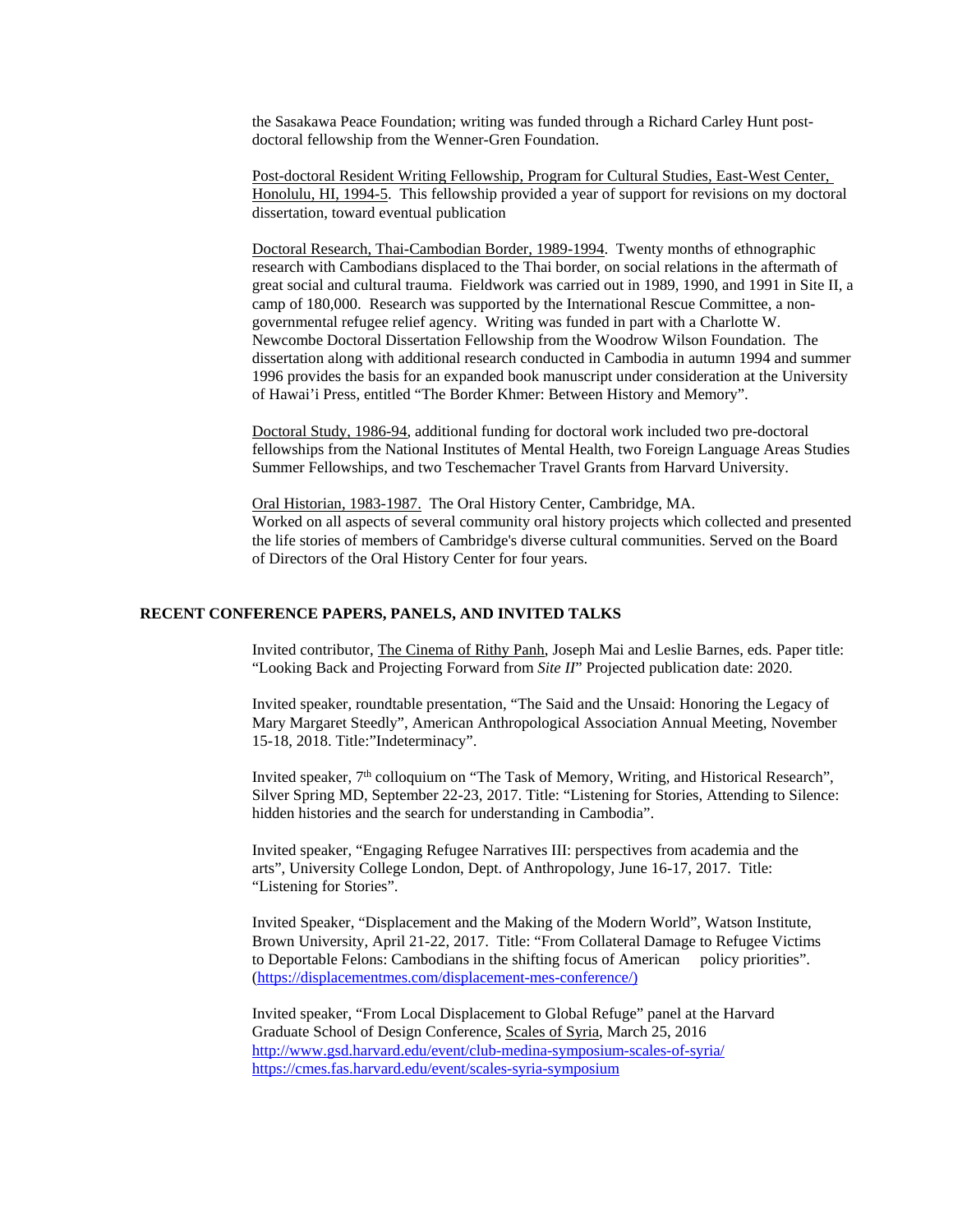the Sasakawa Peace Foundation; writing was funded through a Richard Carley Hunt post-doctoral fellowship from the Wenner-Gren Foundation.

Post-doctoral Resident Writing Fellowship, Program for Cultural Studies, East-West Center, Honolulu, HI, 1994-5. This fellowship provided a year of support for revisions on my doctoral dissertation, toward eventual publication

Doctoral Research, Thai-Cambodian Border, 1989-1994. Twenty months of ethnographic research with Cambodians displaced to the Thai border, on social relations in the aftermath of great social and cultural trauma. Fieldwork was carried out in 1989, 1990, and 1991 in Site II, a camp of 180,000. Research was supported by the International Rescue Committee, a non-governmental refugee relief agency. Writing was funded in part with a Charlotte W. Newcombe Doctoral Dissertation Fellowship from the Woodrow Wilson Foundation. The dissertation along with additional research conducted in Cambodia in autumn 1994 and summer 1996 provides the basis for an expanded book manuscript under consideration at the University of Hawai'i Press, entitled "The Border Khmer: Between History and Memory".

Doctoral Study, 1986-94, additional funding for doctoral work included two pre-doctoral fellowships from the National Institutes of Mental Health, two Foreign Language Areas Studies Summer Fellowships, and two Teschemacher Travel Grants from Harvard University.

Oral Historian, 1983-1987. The Oral History Center, Cambridge, MA.
Worked on all aspects of several community oral history projects which collected and presented the life stories of members of Cambridge's diverse cultural communities. Served on the Board of Directors of the Oral History Center for four years.

## RECENT CONFERENCE PAPERS, PANELS, AND INVITED TALKS

Invited contributor, The Cinema of Rithy Panh, Joseph Mai and Leslie Barnes, eds. Paper title: "Looking Back and Projecting Forward from *Site II*" Projected publication date: 2020.

Invited speaker, roundtable presentation, "The Said and the Unsaid: Honoring the Legacy of Mary Margaret Steedly", American Anthropological Association Annual Meeting, November 15-18, 2018. Title:"Indeterminacy".

Invited speaker, 7th colloquium on "The Task of Memory, Writing, and Historical Research", Silver Spring MD, September 22-23, 2017. Title: "Listening for Stories, Attending to Silence: hidden histories and the search for understanding in Cambodia".

Invited speaker, "Engaging Refugee Narratives III: perspectives from academia and the arts", University College London, Dept. of Anthropology, June 16-17, 2017. Title: "Listening for Stories".

Invited Speaker, "Displacement and the Making of the Modern World", Watson Institute, Brown University, April 21-22, 2017. Title: "From Collateral Damage to Refugee Victims to Deportable Felons: Cambodians in the shifting focus of American policy priorities". (https://displacementmes.com/displacement-mes-conference/)

Invited speaker, "From Local Displacement to Global Refuge" panel at the Harvard Graduate School of Design Conference, Scales of Syria, March 25, 2016
http://www.gsd.harvard.edu/event/club-medina-symposium-scales-of-syria/
https://cmes.fas.harvard.edu/event/scales-syria-symposium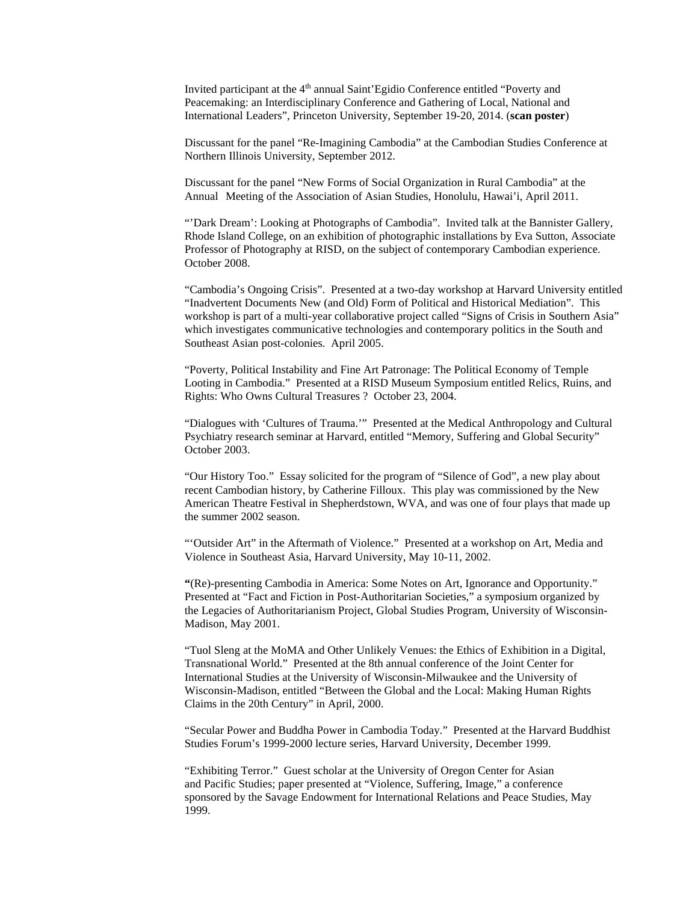Invited participant at the 4th annual Saint'Egidio Conference entitled "Poverty and Peacemaking: an Interdisciplinary Conference and Gathering of Local, National and International Leaders", Princeton University, September 19-20, 2014. (**scan poster**)

Discussant for the panel "Re-Imagining Cambodia" at the Cambodian Studies Conference at Northern Illinois University, September 2012.

Discussant for the panel "New Forms of Social Organization in Rural Cambodia" at the Annual Meeting of the Association of Asian Studies, Honolulu, Hawai'i, April 2011.

"'Dark Dream': Looking at Photographs of Cambodia". Invited talk at the Bannister Gallery, Rhode Island College, on an exhibition of photographic installations by Eva Sutton, Associate Professor of Photography at RISD, on the subject of contemporary Cambodian experience. October 2008.

"Cambodia's Ongoing Crisis". Presented at a two-day workshop at Harvard University entitled "Inadvertent Documents New (and Old) Form of Political and Historical Mediation". This workshop is part of a multi-year collaborative project called "Signs of Crisis in Southern Asia" which investigates communicative technologies and contemporary politics in the South and Southeast Asian post-colonies. April 2005.

"Poverty, Political Instability and Fine Art Patronage: The Political Economy of Temple Looting in Cambodia." Presented at a RISD Museum Symposium entitled Relics, Ruins, and Rights: Who Owns Cultural Treasures ? October 23, 2004.

"Dialogues with 'Cultures of Trauma.'" Presented at the Medical Anthropology and Cultural Psychiatry research seminar at Harvard, entitled "Memory, Suffering and Global Security" October 2003.

"Our History Too." Essay solicited for the program of "Silence of God", a new play about recent Cambodian history, by Catherine Filloux. This play was commissioned by the New American Theatre Festival in Shepherdstown, WVA, and was one of four plays that made up the summer 2002 season.

"'Outsider Art" in the Aftermath of Violence." Presented at a workshop on Art, Media and Violence in Southeast Asia, Harvard University, May 10-11, 2002.

**"**(Re)-presenting Cambodia in America: Some Notes on Art, Ignorance and Opportunity." Presented at "Fact and Fiction in Post-Authoritarian Societies," a symposium organized by the Legacies of Authoritarianism Project, Global Studies Program, University of Wisconsin-Madison, May 2001.

"Tuol Sleng at the MoMA and Other Unlikely Venues: the Ethics of Exhibition in a Digital, Transnational World." Presented at the 8th annual conference of the Joint Center for International Studies at the University of Wisconsin-Milwaukee and the University of Wisconsin-Madison, entitled "Between the Global and the Local: Making Human Rights Claims in the 20th Century" in April, 2000.

"Secular Power and Buddha Power in Cambodia Today." Presented at the Harvard Buddhist Studies Forum's 1999-2000 lecture series, Harvard University, December 1999.

"Exhibiting Terror." Guest scholar at the University of Oregon Center for Asian and Pacific Studies; paper presented at "Violence, Suffering, Image," a conference sponsored by the Savage Endowment for International Relations and Peace Studies, May 1999.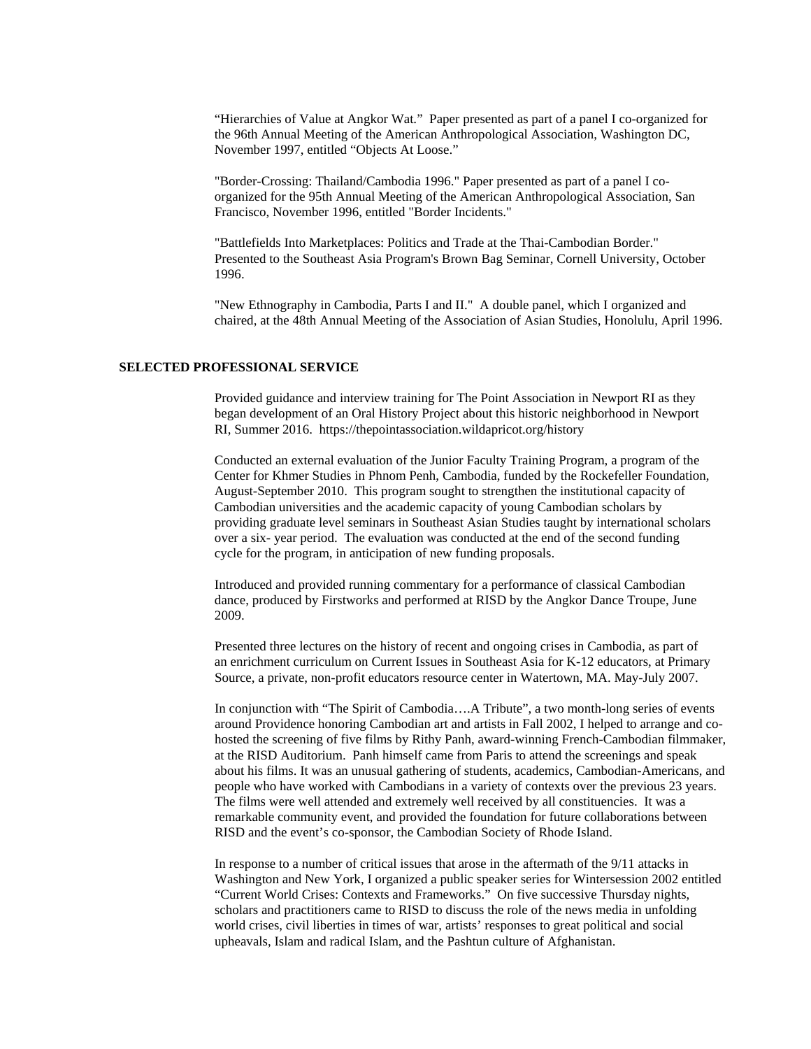"Hierarchies of Value at Angkor Wat." Paper presented as part of a panel I co-organized for the 96th Annual Meeting of the American Anthropological Association, Washington DC, November 1997, entitled "Objects At Loose."

"Border-Crossing: Thailand/Cambodia 1996." Paper presented as part of a panel I co-organized for the 95th Annual Meeting of the American Anthropological Association, San Francisco, November 1996, entitled "Border Incidents."

"Battlefields Into Marketplaces: Politics and Trade at the Thai-Cambodian Border." Presented to the Southeast Asia Program's Brown Bag Seminar, Cornell University, October 1996.

"New Ethnography in Cambodia, Parts I and II." A double panel, which I organized and chaired, at the 48th Annual Meeting of the Association of Asian Studies, Honolulu, April 1996.

## SELECTED PROFESSIONAL SERVICE

Provided guidance and interview training for The Point Association in Newport RI as they began development of an Oral History Project about this historic neighborhood in Newport RI, Summer 2016. https://thepointassociation.wildapricot.org/history

Conducted an external evaluation of the Junior Faculty Training Program, a program of the Center for Khmer Studies in Phnom Penh, Cambodia, funded by the Rockefeller Foundation, August-September 2010. This program sought to strengthen the institutional capacity of Cambodian universities and the academic capacity of young Cambodian scholars by providing graduate level seminars in Southeast Asian Studies taught by international scholars over a six- year period. The evaluation was conducted at the end of the second funding cycle for the program, in anticipation of new funding proposals.

Introduced and provided running commentary for a performance of classical Cambodian dance, produced by Firstworks and performed at RISD by the Angkor Dance Troupe, June 2009.

Presented three lectures on the history of recent and ongoing crises in Cambodia, as part of an enrichment curriculum on Current Issues in Southeast Asia for K-12 educators, at Primary Source, a private, non-profit educators resource center in Watertown, MA. May-July 2007.

In conjunction with "The Spirit of Cambodia….A Tribute", a two month-long series of events around Providence honoring Cambodian art and artists in Fall 2002, I helped to arrange and co-hosted the screening of five films by Rithy Panh, award-winning French-Cambodian filmmaker, at the RISD Auditorium. Panh himself came from Paris to attend the screenings and speak about his films. It was an unusual gathering of students, academics, Cambodian-Americans, and people who have worked with Cambodians in a variety of contexts over the previous 23 years. The films were well attended and extremely well received by all constituencies. It was a remarkable community event, and provided the foundation for future collaborations between RISD and the event's co-sponsor, the Cambodian Society of Rhode Island.

In response to a number of critical issues that arose in the aftermath of the 9/11 attacks in Washington and New York, I organized a public speaker series for Wintersession 2002 entitled "Current World Crises: Contexts and Frameworks." On five successive Thursday nights, scholars and practitioners came to RISD to discuss the role of the news media in unfolding world crises, civil liberties in times of war, artists' responses to great political and social upheavals, Islam and radical Islam, and the Pashtun culture of Afghanistan.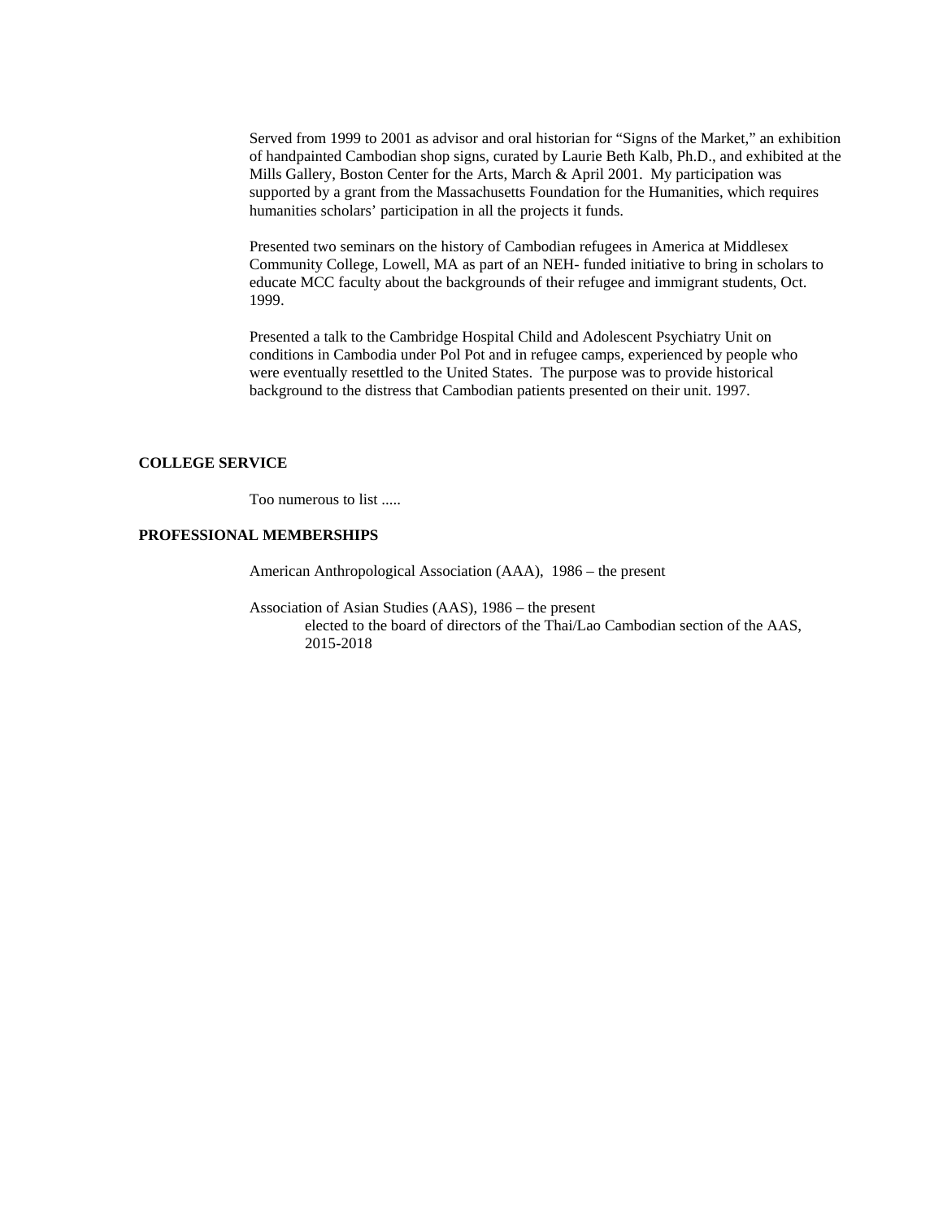Served from 1999 to 2001 as advisor and oral historian for "Signs of the Market," an exhibition of handpainted Cambodian shop signs, curated by Laurie Beth Kalb, Ph.D., and exhibited at the Mills Gallery, Boston Center for the Arts, March & April 2001. My participation was supported by a grant from the Massachusetts Foundation for the Humanities, which requires humanities scholars' participation in all the projects it funds.

Presented two seminars on the history of Cambodian refugees in America at Middlesex Community College, Lowell, MA as part of an NEH- funded initiative to bring in scholars to educate MCC faculty about the backgrounds of their refugee and immigrant students, Oct. 1999.

Presented a talk to the Cambridge Hospital Child and Adolescent Psychiatry Unit on conditions in Cambodia under Pol Pot and in refugee camps, experienced by people who were eventually resettled to the United States. The purpose was to provide historical background to the distress that Cambodian patients presented on their unit. 1997.

**COLLEGE SERVICE**

Too numerous to list .....

**PROFESSIONAL MEMBERSHIPS**

American Anthropological Association (AAA), 1986 – the present

Association of Asian Studies (AAS), 1986 – the present
elected to the board of directors of the Thai/Lao Cambodian section of the AAS, 2015-2018